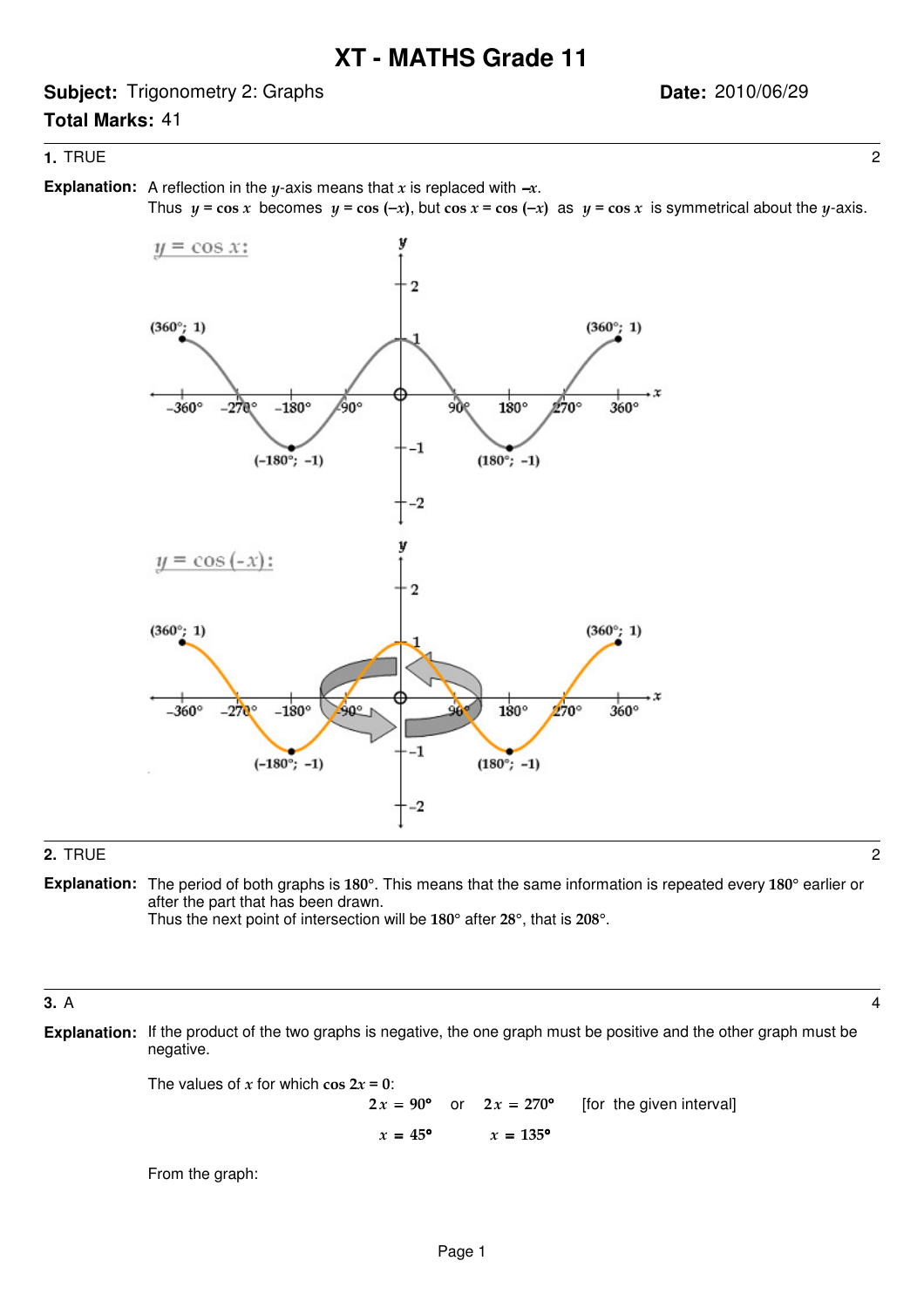# XT - MATHS Grade 11

**Subject:** Trigonometry 2: Graphs **Date:** 2010/06/29

**Total Marks:** 41

---

**1.** TRUE 2

**Explanation:** A reflection in the $y$-axis means that $x$ is replaced with $-x$.
Thus $y = \cos x$ becomes $y = \cos(-x)$, but $\cos x = \cos(-x)$ as $y = \cos x$ is symmetrical about the $y$-axis.

---

**2.** TRUE 2

**Explanation:** The period of both graphs is $180°$. This means that the same information is repeated every $180°$ earlier or after the part that has been drawn.
Thus the next point of intersection will be $180°$ after $28°$, that is $208°$.

---

**3.** A 4

**Explanation:** If the product of the two graphs is negative, the one graph must be positive and the other graph must be negative.

The values of $x$ for which $\cos 2x = 0$:

$$2x = 90° \quad \text{or} \quad 2x = 270° \quad \text{[for the given interval]}$$

$$x = 45° \qquad\qquad x = 135°$$

From the graph: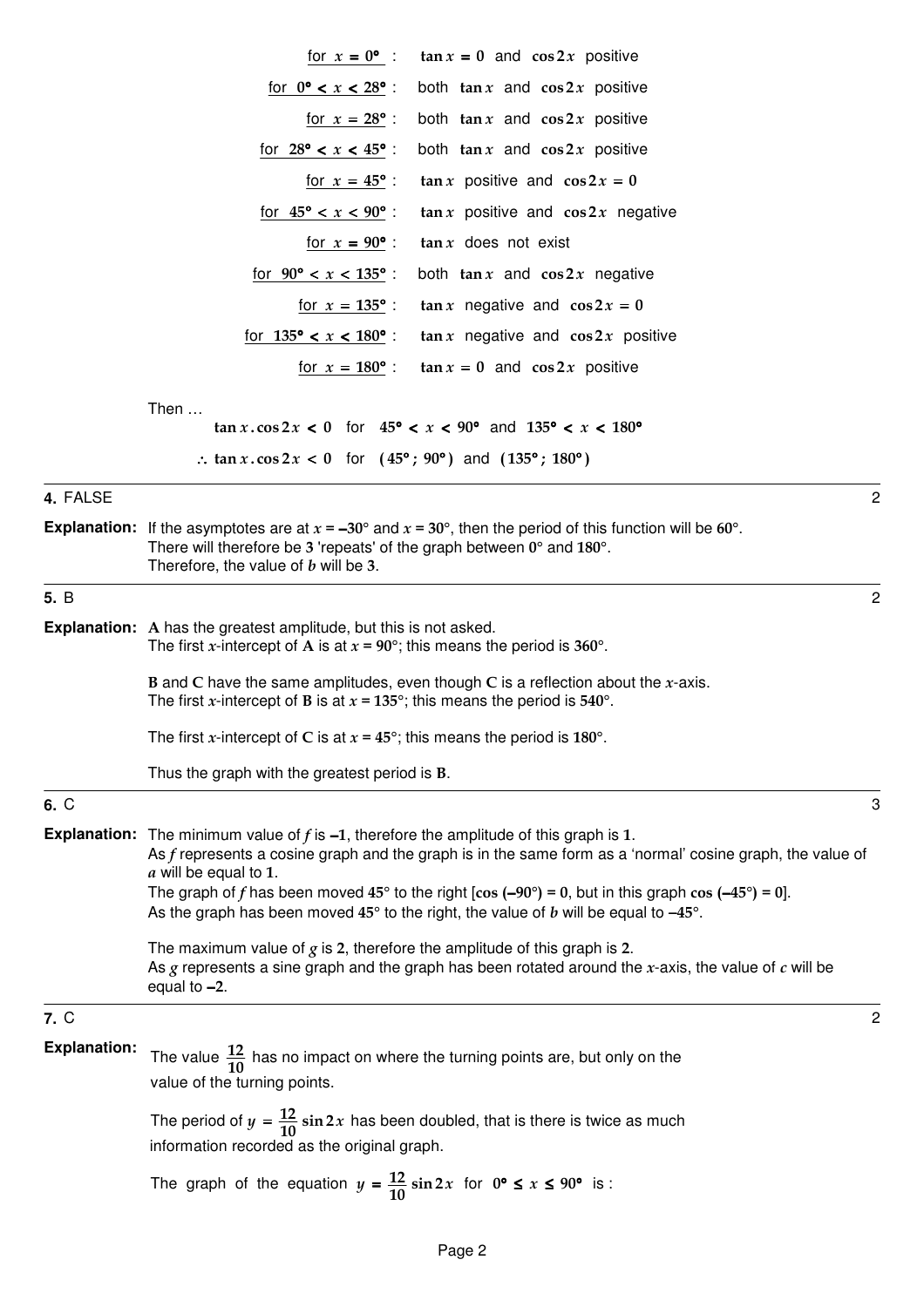| | |
|---|---|
| for $x = 0°$ : | $\tan x = 0$ and $\cos 2x$ positive |
| for $0° < x < 28°$ : | both $\tan x$ and $\cos 2x$ positive |
| for $x = 28°$ : | both $\tan x$ and $\cos 2x$ positive |
| for $28° < x < 45°$ : | both $\tan x$ and $\cos 2x$ positive |
| for $x = 45°$ : | $\tan x$ positive and $\cos 2x = 0$ |
| for $45° < x < 90°$ : | $\tan x$ positive and $\cos 2x$ negative |
| for $x = 90°$ : | $\tan x$ does not exist |
| for $90° < x < 135°$ : | both $\tan x$ and $\cos 2x$ negative |
| for $x = 135°$ : | $\tan x$ negative and $\cos 2x = 0$ |
| for $135° < x < 180°$ : | $\tan x$ negative and $\cos 2x$ positive |
| for $x = 180°$ : | $\tan x = 0$ and $\cos 2x$ positive |

Then …

$\tan x . \cos 2x < 0$ for $45° < x < 90°$ and $135° < x < 180°$

$\therefore \tan x . \cos 2x < 0$ for $(45° ; 90°)$ and $(135° ; 180°)$

**4.** FALSE — 2

**Explanation:** If the asymptotes are at $x = -30°$ and $x = 30°$, then the period of this function will be $60°$.
There will therefore be $3$ 'repeats' of the graph between $0°$ and $180°$.
Therefore, the value of $b$ will be $3$.

**5.** B — 2

**Explanation:** **A** has the greatest amplitude, but this is not asked.
The first $x$-intercept of **A** is at $x = 90°$; this means the period is $360°$.

**B** and **C** have the same amplitudes, even though **C** is a reflection about the $x$-axis.
The first $x$-intercept of **B** is at $x = 135°$; this means the period is $540°$.

The first $x$-intercept of **C** is at $x = 45°$; this means the period is $180°$.

Thus the graph with the greatest period is **B**.

**6.** C — 3

**Explanation:** The minimum value of $f$ is $-1$, therefore the amplitude of this graph is $1$.
As $f$ represents a cosine graph and the graph is in the same form as a 'normal' cosine graph, the value of $a$ will be equal to $1$.
The graph of $f$ has been moved $45°$ to the right [$\cos(-90°) = 0$, but in this graph $\cos(-45°) = 0$].
As the graph has been moved $45°$ to the right, the value of $b$ will be equal to $-45°$.

The maximum value of $g$ is $2$, therefore the amplitude of this graph is $2$.
As $g$ represents a sine graph and the graph has been rotated around the $x$-axis, the value of $c$ will be equal to $-2$.

**7.** C — 2

**Explanation:** The value $\frac{12}{10}$ has no impact on where the turning points are, but only on the value of the turning points.

The period of $y = \frac{12}{10}\sin 2x$ has been doubled, that is there is twice as much information recorded as the original graph.

The graph of the equation $y = \frac{12}{10}\sin 2x$ for $0° \leq x \leq 90°$ is :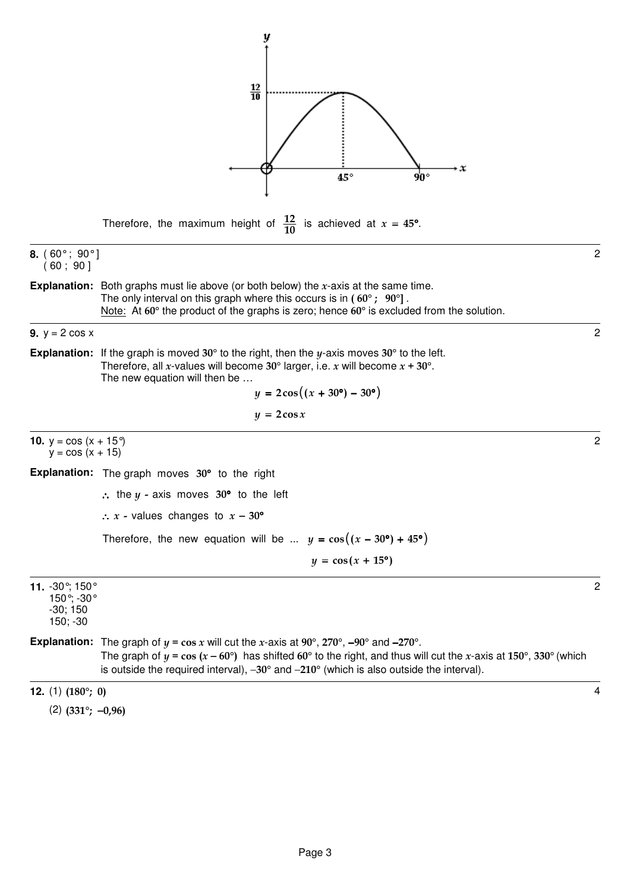Therefore, the maximum height of $\frac{12}{10}$ is achieved at $x = 45°$.

---

**8.** ( 60° ; 90° ]
( 60 ; 90 ]

2

**Explanation:** Both graphs must lie above (or both below) the $x$-axis at the same time.
The only interval on this graph where this occurs is in **( 60° ; 90°]** .
Note: At **60°** the product of the graphs is zero; hence **60°** is excluded from the solution.

---

**9.** y = 2 cos x

2

**Explanation:** If the graph is moved **30°** to the right, then the $y$-axis moves **30°** to the left.
Therefore, all $x$-values will become **30°** larger, i.e. $x$ will become $x + 30°$.
The new equation will then be …

$$y = 2\cos\big((x + 30°) - 30°\big)$$

$$y = 2\cos x$$

---

**10.** y = cos (x + 15°)
y = cos (x + 15)

2

**Explanation:** The graph moves **30°** to the right

$\therefore$ the $y$ - axis moves **30°** to the left

$\therefore$ $x$ - values changes to $x - 30°$

Therefore, the new equation will be ... $y = \cos\big((x - 30°) + 45°\big)$

$$y = \cos(x + 15°)$$

---

**11.** -30°; 150°
150°; -30°
-30; 150
150; -30

2

**Explanation:** The graph of $y = \cos x$ will cut the $x$-axis at **90°**, **270°**, **–90°** and **–270°**.
The graph of $y = \cos(x - 60°)$ has shifted **60°** to the right, and thus will cut the $x$-axis at **150°**, **330°** (which is outside the required interval), **–30°** and **–210°** (which is also outside the interval).

---

**12.** (1) **(180°; 0)**

4

(2) **(331°; –0,96)**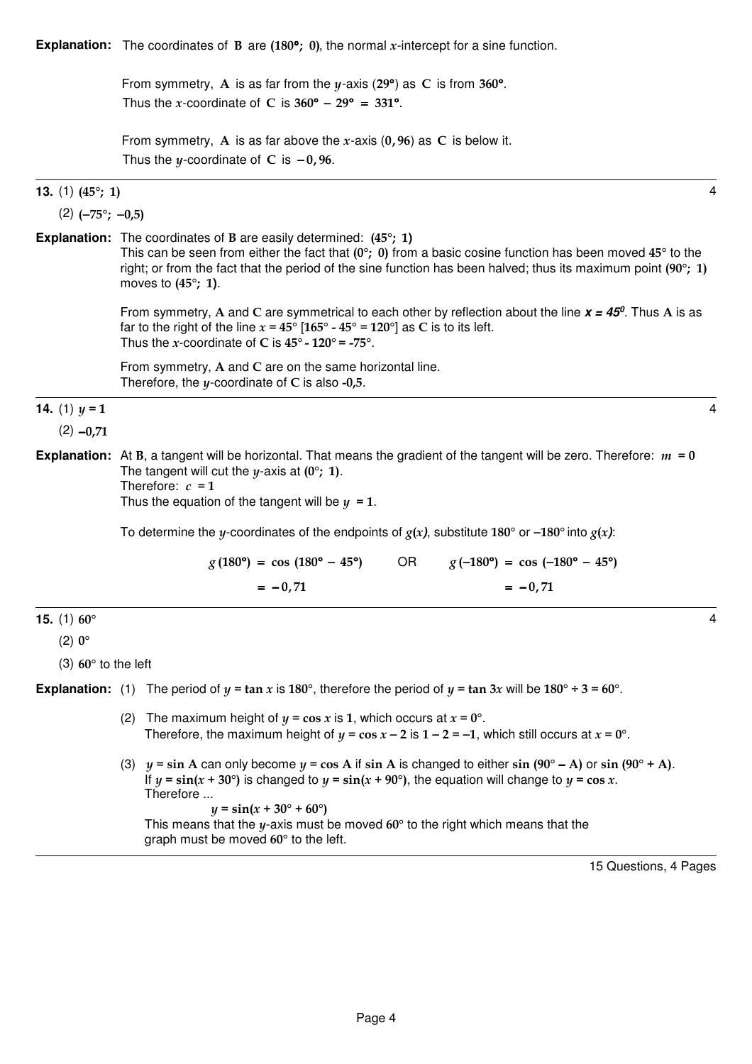**Explanation:** The coordinates of **B** are $(180°;\ 0)$, the normal $x$-intercept for a sine function.

From symmetry, **A** is as far from the $y$-axis ($29°$) as **C** is from $360°$.
Thus the $x$-coordinate of **C** is $360° - 29° = 331°$.

From symmetry, **A** is as far above the $x$-axis ($0,96$) as **C** is below it.
Thus the $y$-coordinate of **C** is $-0,96$.

---

**13.** (1) $(45°;\ 1)$ 4

(2) $(-75°;\ -0,5)$

**Explanation:** The coordinates of **B** are easily determined: $(45°;\ 1)$
This can be seen from either the fact that $(0°;\ 0)$ from a basic cosine function has been moved $45°$ to the right; or from the fact that the period of the sine function has been halved; thus its maximum point $(90°;\ 1)$ moves to $(45°;\ 1)$.

From symmetry, **A** and **C** are symmetrical to each other by reflection about the line $x = 45^0$. Thus **A** is as far to the right of the line $x = 45°$ [$165° - 45° = 120°$] as **C** is to its left.
Thus the $x$-coordinate of **C** is $45° - 120° = -75°$.

From symmetry, **A** and **C** are on the same horizontal line.
Therefore, the $y$-coordinate of **C** is also $-0,5$.

---

**14.** (1) $y = 1$ 4

(2) $-0,71$

**Explanation:** At **B**, a tangent will be horizontal. That means the gradient of the tangent will be zero. Therefore: $m = 0$
The tangent will cut the $y$-axis at $(0°;\ 1)$.
Therefore: $c = 1$
Thus the equation of the tangent will be $y = 1$.

To determine the $y$-coordinates of the endpoints of $g(x)$, substitute $180°$ or $-180°$ into $g(x)$:

$$g(180°) = \cos(180° - 45°) = -0,71 \qquad \text{OR} \qquad g(-180°) = \cos(-180° - 45°) = -0,71$$

---

**15.** (1) $60°$ 4

(2) $0°$

(3) $60°$ to the left

**Explanation:** (1) The period of $y = \tan x$ is $180°$, therefore the period of $y = \tan 3x$ will be $180° \div 3 = 60°$.

(2) The maximum height of $y = \cos x$ is $1$, which occurs at $x = 0°$.
Therefore, the maximum height of $y = \cos x - 2$ is $1 - 2 = -1$, which still occurs at $x = 0°$.

(3) $y = \sin A$ can only become $y = \cos A$ if $\sin A$ is changed to either $\sin(90° - A)$ or $\sin(90° + A)$.
If $y = \sin(x + 30°)$ is changed to $y = \sin(x + 90°)$, the equation will change to $y = \cos x$.
Therefore ...

$$y = \sin(x + 30° + 60°)$$

This means that the $y$-axis must be moved $60°$ to the right which means that the graph must be moved $60°$ to the left.

---

15 Questions, 4 Pages